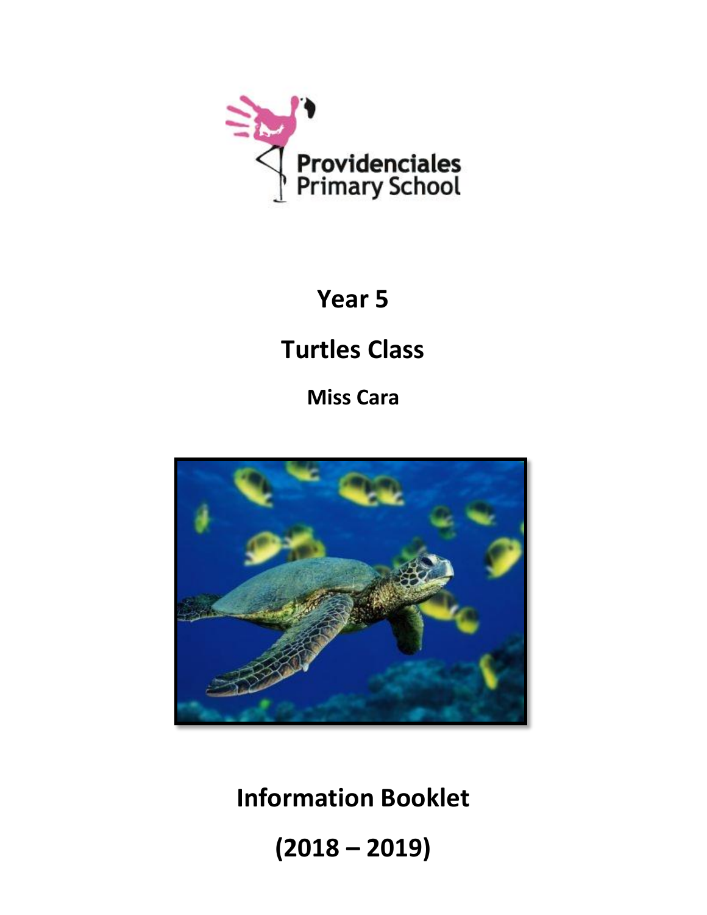Providenciales Primary School

# Year 5

## Turtles Class

### Miss Cara

# Information Booklet

# (2018 – 2019)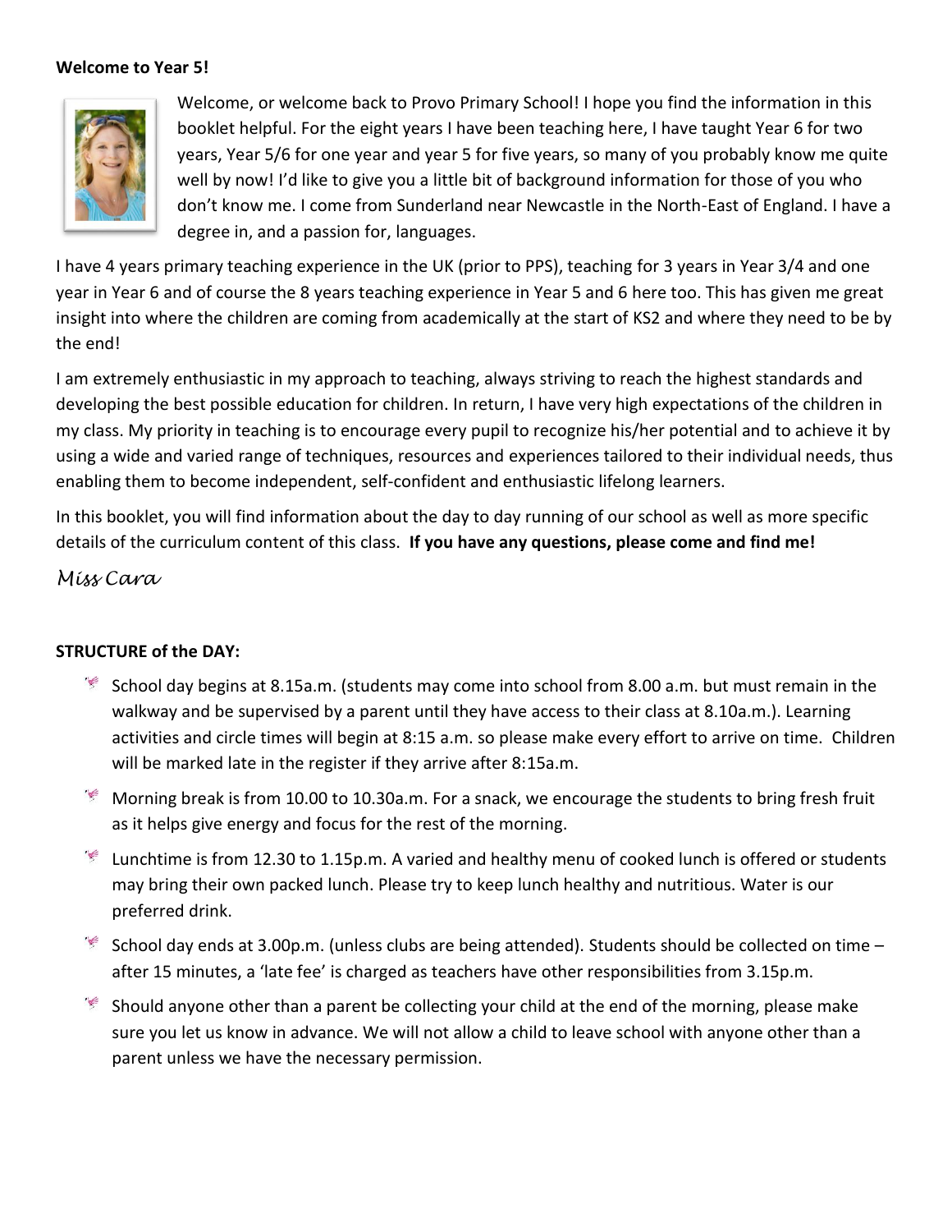**Welcome to Year 5!**

Welcome, or welcome back to Provo Primary School! I hope you find the information in this booklet helpful. For the eight years I have been teaching here, I have taught Year 6 for two years, Year 5/6 for one year and year 5 for five years, so many of you probably know me quite well by now! I'd like to give you a little bit of background information for those of you who don't know me. I come from Sunderland near Newcastle in the North-East of England. I have a degree in, and a passion for, languages.

I have 4 years primary teaching experience in the UK (prior to PPS), teaching for 3 years in Year 3/4 and one year in Year 6 and of course the 8 years teaching experience in Year 5 and 6 here too. This has given me great insight into where the children are coming from academically at the start of KS2 and where they need to be by the end!

I am extremely enthusiastic in my approach to teaching, always striving to reach the highest standards and developing the best possible education for children. In return, I have very high expectations of the children in my class. My priority in teaching is to encourage every pupil to recognize his/her potential and to achieve it by using a wide and varied range of techniques, resources and experiences tailored to their individual needs, thus enabling them to become independent, self-confident and enthusiastic lifelong learners.

In this booklet, you will find information about the day to day running of our school as well as more specific details of the curriculum content of this class. **If you have any questions, please come and find me!**

*Miss Cara*

**STRUCTURE of the DAY:**

- School day begins at 8.15a.m. (students may come into school from 8.00 a.m. but must remain in the walkway and be supervised by a parent until they have access to their class at 8.10a.m.). Learning activities and circle times will begin at 8:15 a.m. so please make every effort to arrive on time. Children will be marked late in the register if they arrive after 8:15a.m.
- Morning break is from 10.00 to 10.30a.m. For a snack, we encourage the students to bring fresh fruit as it helps give energy and focus for the rest of the morning.
- Lunchtime is from 12.30 to 1.15p.m. A varied and healthy menu of cooked lunch is offered or students may bring their own packed lunch. Please try to keep lunch healthy and nutritious. Water is our preferred drink.
- School day ends at 3.00p.m. (unless clubs are being attended). Students should be collected on time – after 15 minutes, a 'late fee' is charged as teachers have other responsibilities from 3.15p.m.
- Should anyone other than a parent be collecting your child at the end of the morning, please make sure you let us know in advance. We will not allow a child to leave school with anyone other than a parent unless we have the necessary permission.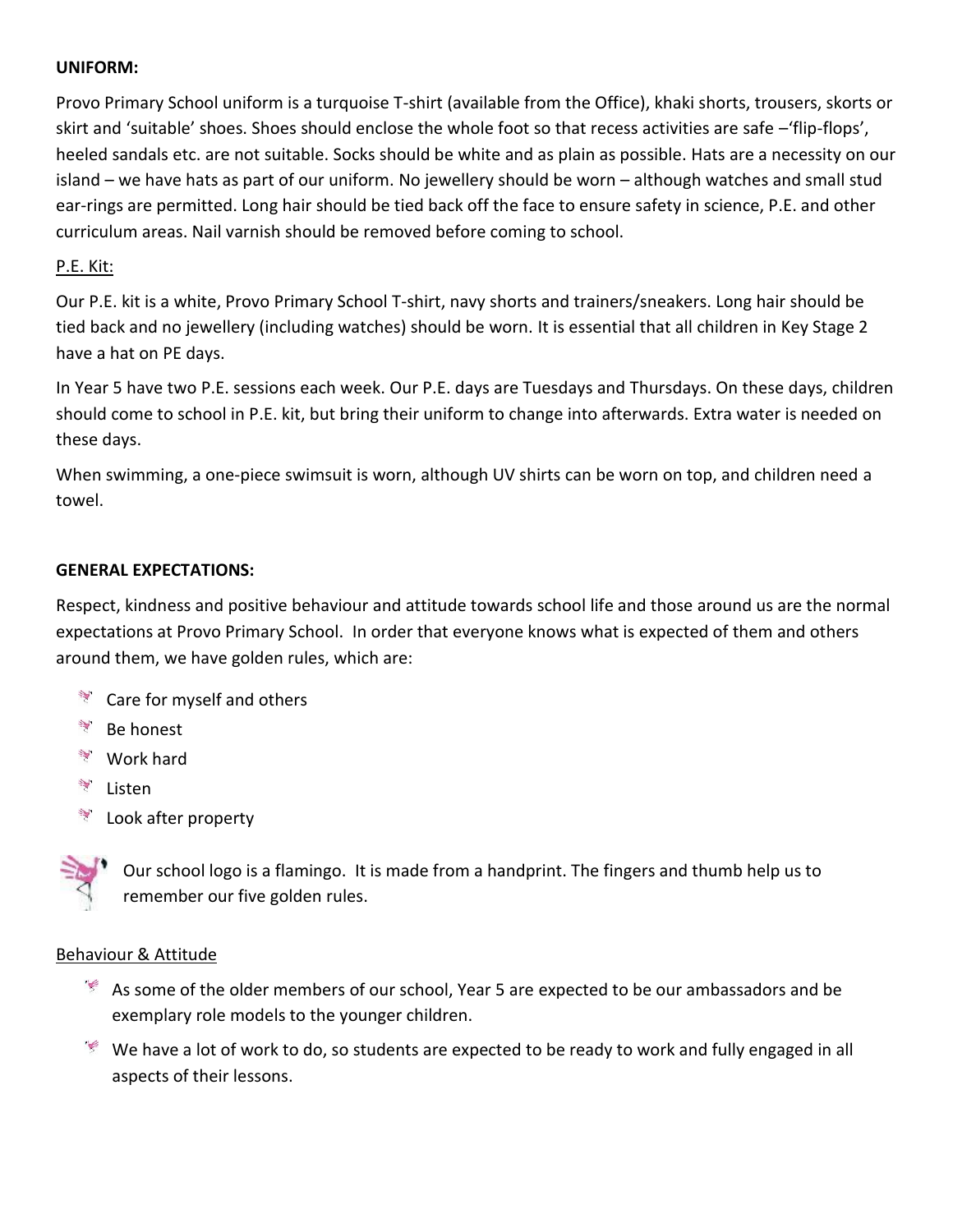**UNIFORM:**

Provo Primary School uniform is a turquoise T-shirt (available from the Office), khaki shorts, trousers, skorts or skirt and 'suitable' shoes. Shoes should enclose the whole foot so that recess activities are safe –'flip-flops', heeled sandals etc. are not suitable. Socks should be white and as plain as possible. Hats are a necessity on our island – we have hats as part of our uniform. No jewellery should be worn – although watches and small stud ear-rings are permitted. Long hair should be tied back off the face to ensure safety in science, P.E. and other curriculum areas. Nail varnish should be removed before coming to school.

P.E. Kit:

Our P.E. kit is a white, Provo Primary School T-shirt, navy shorts and trainers/sneakers. Long hair should be tied back and no jewellery (including watches) should be worn. It is essential that all children in Key Stage 2 have a hat on PE days.

In Year 5 have two P.E. sessions each week. Our P.E. days are Tuesdays and Thursdays. On these days, children should come to school in P.E. kit, but bring their uniform to change into afterwards. Extra water is needed on these days.

When swimming, a one-piece swimsuit is worn, although UV shirts can be worn on top, and children need a towel.

**GENERAL EXPECTATIONS:**

Respect, kindness and positive behaviour and attitude towards school life and those around us are the normal expectations at Provo Primary School. In order that everyone knows what is expected of them and others around them, we have golden rules, which are:

- Care for myself and others
- Be honest
- Work hard
- Listen
- Look after property

Our school logo is a flamingo. It is made from a handprint. The fingers and thumb help us to remember our five golden rules.

Behaviour & Attitude

- As some of the older members of our school, Year 5 are expected to be our ambassadors and be exemplary role models to the younger children.
- We have a lot of work to do, so students are expected to be ready to work and fully engaged in all aspects of their lessons.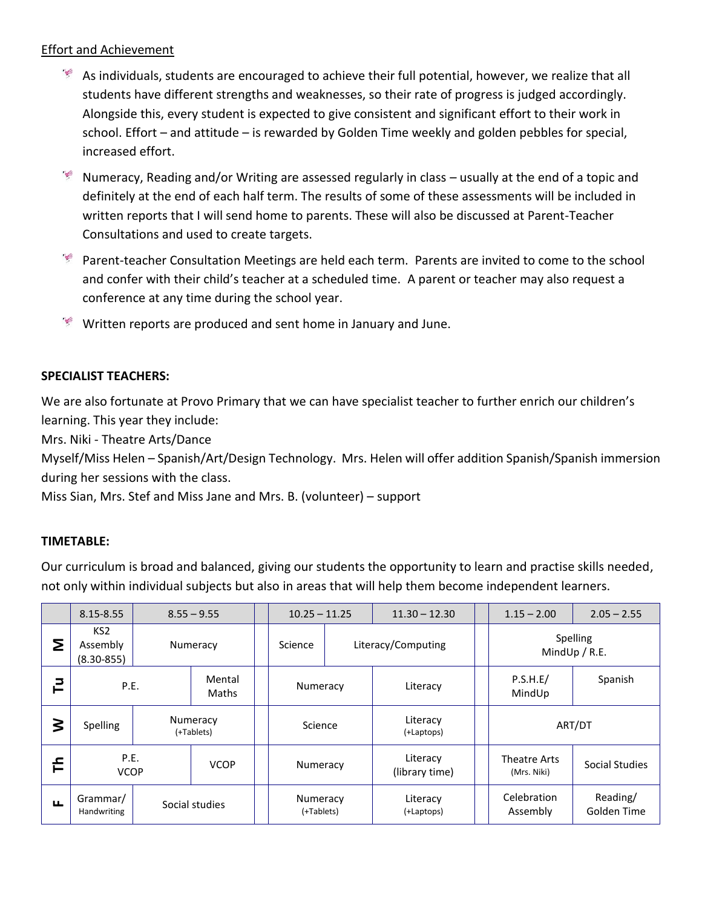<u>Effort and Achievement</u>

- As individuals, students are encouraged to achieve their full potential, however, we realize that all students have different strengths and weaknesses, so their rate of progress is judged accordingly. Alongside this, every student is expected to give consistent and significant effort to their work in school. Effort – and attitude – is rewarded by Golden Time weekly and golden pebbles for special, increased effort.
- Numeracy, Reading and/or Writing are assessed regularly in class – usually at the end of a topic and definitely at the end of each half term. The results of some of these assessments will be included in written reports that I will send home to parents. These will also be discussed at Parent-Teacher Consultations and used to create targets.
- Parent-teacher Consultation Meetings are held each term. Parents are invited to come to the school and confer with their child's teacher at a scheduled time. A parent or teacher may also request a conference at any time during the school year.
- Written reports are produced and sent home in January and June.

**SPECIALIST TEACHERS:**

We are also fortunate at Provo Primary that we can have specialist teacher to further enrich our children's learning. This year they include:

Mrs. Niki - Theatre Arts/Dance

Myself/Miss Helen – Spanish/Art/Design Technology. Mrs. Helen will offer addition Spanish/Spanish immersion during her sessions with the class.

Miss Sian, Mrs. Stef and Miss Jane and Mrs. B. (volunteer) – support

**TIMETABLE:**

Our curriculum is broad and balanced, giving our students the opportunity to learn and practise skills needed, not only within individual subjects but also in areas that will help them become independent learners.

| | 8.15-8.55 | 8.55 – 9.55 | | 10.25 – 11.25 | 11.30 – 12.30 | | 1.15 – 2.00 | 2.05 – 2.55 |
|---|---|---|---|---|---|---|---|---|
| **M** | KS2 Assembly (8.30-855) | Numeracy | | Science | Literacy/Computing | | Spelling MindUp / R.E. | |
| **Tu** | P.E. | Mental Maths | | Numeracy | Literacy | | P.S.H.E/ MindUp | Spanish |
| **W** | Spelling | Numeracy (+Tablets) | | Science | Literacy (+Laptops) | | ART/DT | |
| **Th** | P.E. VCOP | VCOP | | Numeracy | Literacy (library time) | | Theatre Arts (Mrs. Niki) | Social Studies |
| **F** | Grammar/ Handwriting | Social studies | | Numeracy (+Tablets) | Literacy (+Laptops) | | Celebration Assembly | Reading/ Golden Time |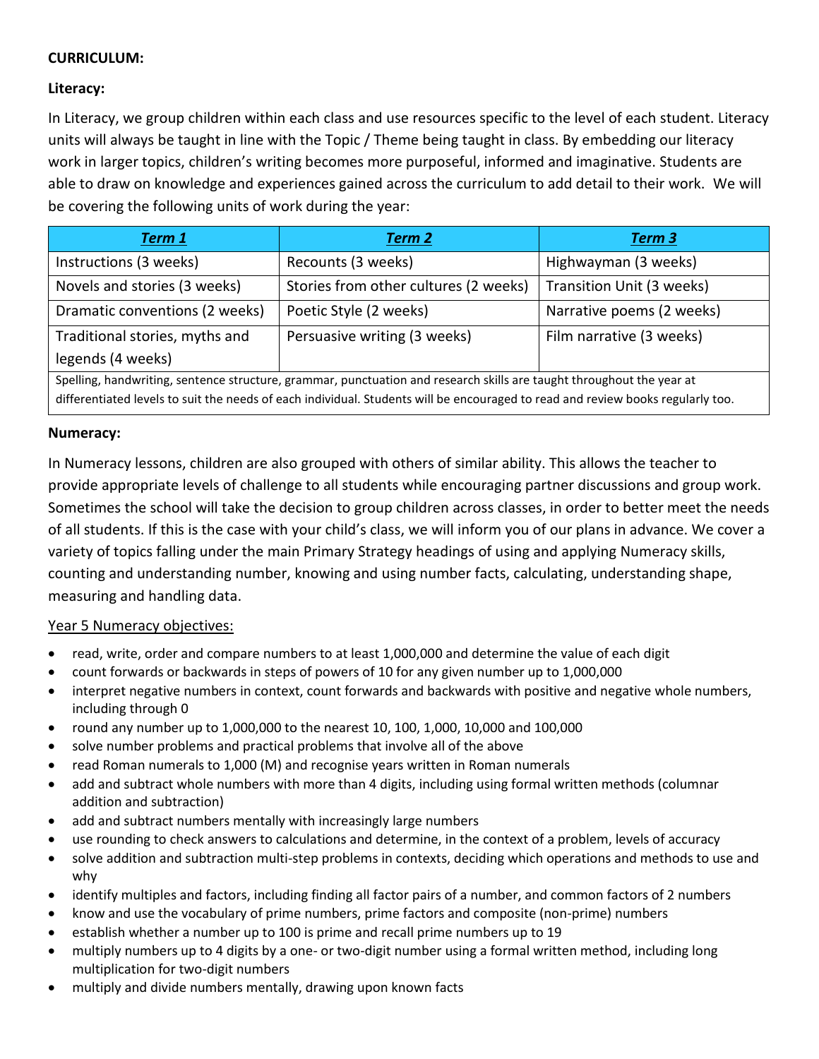**CURRICULUM:**

**Literacy:**

In Literacy, we group children within each class and use resources specific to the level of each student. Literacy units will always be taught in line with the Topic / Theme being taught in class. By embedding our literacy work in larger topics, children's writing becomes more purposeful, informed and imaginative. Students are able to draw on knowledge and experiences gained across the curriculum to add detail to their work. We will be covering the following units of work during the year:

| ***Term 1*** | ***Term 2*** | ***Term 3*** |
|---|---|---|
| Instructions (3 weeks) | Recounts (3 weeks) | Highwayman (3 weeks) |
| Novels and stories (3 weeks) | Stories from other cultures (2 weeks) | Transition Unit (3 weeks) |
| Dramatic conventions (2 weeks) | Poetic Style (2 weeks) | Narrative poems (2 weeks) |
| Traditional stories, myths and legends (4 weeks) | Persuasive writing (3 weeks) | Film narrative (3 weeks) |
| Spelling, handwriting, sentence structure, grammar, punctuation and research skills are taught throughout the year at differentiated levels to suit the needs of each individual. Students will be encouraged to read and review books regularly too. | | |

**Numeracy:**

In Numeracy lessons, children are also grouped with others of similar ability. This allows the teacher to provide appropriate levels of challenge to all students while encouraging partner discussions and group work. Sometimes the school will take the decision to group children across classes, in order to better meet the needs of all students. If this is the case with your child's class, we will inform you of our plans in advance. We cover a variety of topics falling under the main Primary Strategy headings of using and applying Numeracy skills, counting and understanding number, knowing and using number facts, calculating, understanding shape, measuring and handling data.

Year 5 Numeracy objectives:

- read, write, order and compare numbers to at least 1,000,000 and determine the value of each digit
- count forwards or backwards in steps of powers of 10 for any given number up to 1,000,000
- interpret negative numbers in context, count forwards and backwards with positive and negative whole numbers, including through 0
- round any number up to 1,000,000 to the nearest 10, 100, 1,000, 10,000 and 100,000
- solve number problems and practical problems that involve all of the above
- read Roman numerals to 1,000 (M) and recognise years written in Roman numerals
- add and subtract whole numbers with more than 4 digits, including using formal written methods (columnar addition and subtraction)
- add and subtract numbers mentally with increasingly large numbers
- use rounding to check answers to calculations and determine, in the context of a problem, levels of accuracy
- solve addition and subtraction multi-step problems in contexts, deciding which operations and methods to use and why
- identify multiples and factors, including finding all factor pairs of a number, and common factors of 2 numbers
- know and use the vocabulary of prime numbers, prime factors and composite (non-prime) numbers
- establish whether a number up to 100 is prime and recall prime numbers up to 19
- multiply numbers up to 4 digits by a one- or two-digit number using a formal written method, including long multiplication for two-digit numbers
- multiply and divide numbers mentally, drawing upon known facts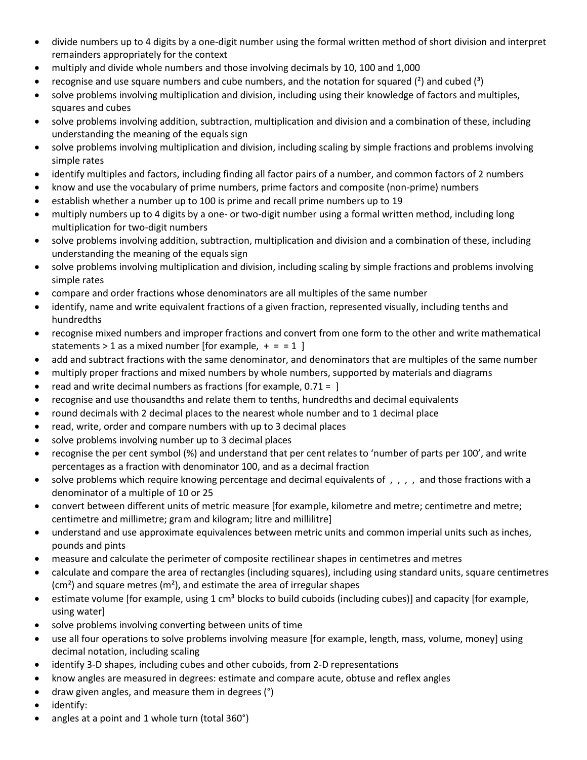- divide numbers up to 4 digits by a one-digit number using the formal written method of short division and interpret remainders appropriately for the context
- multiply and divide whole numbers and those involving decimals by 10, 100 and 1,000
- recognise and use square numbers and cube numbers, and the notation for squared ($^2$) and cubed ($^3$)
- solve problems involving multiplication and division, including using their knowledge of factors and multiples, squares and cubes
- solve problems involving addition, subtraction, multiplication and division and a combination of these, including understanding the meaning of the equals sign
- solve problems involving multiplication and division, including scaling by simple fractions and problems involving simple rates
- identify multiples and factors, including finding all factor pairs of a number, and common factors of 2 numbers
- know and use the vocabulary of prime numbers, prime factors and composite (non-prime) numbers
- establish whether a number up to 100 is prime and recall prime numbers up to 19
- multiply numbers up to 4 digits by a one- or two-digit number using a formal written method, including long multiplication for two-digit numbers
- solve problems involving addition, subtraction, multiplication and division and a combination of these, including understanding the meaning of the equals sign
- solve problems involving multiplication and division, including scaling by simple fractions and problems involving simple rates
- compare and order fractions whose denominators are all multiples of the same number
- identify, name and write equivalent fractions of a given fraction, represented visually, including tenths and hundredths
- recognise mixed numbers and improper fractions and convert from one form to the other and write mathematical statements > 1 as a mixed number [for example, + = = 1 ]
- add and subtract fractions with the same denominator, and denominators that are multiples of the same number
- multiply proper fractions and mixed numbers by whole numbers, supported by materials and diagrams
- read and write decimal numbers as fractions [for example, 0.71 = ]
- recognise and use thousandths and relate them to tenths, hundredths and decimal equivalents
- round decimals with 2 decimal places to the nearest whole number and to 1 decimal place
- read, write, order and compare numbers with up to 3 decimal places
- solve problems involving number up to 3 decimal places
- recognise the per cent symbol (%) and understand that per cent relates to 'number of parts per 100', and write percentages as a fraction with denominator 100, and as a decimal fraction
- solve problems which require knowing percentage and decimal equivalents of , , , , and those fractions with a denominator of a multiple of 10 or 25
- convert between different units of metric measure [for example, kilometre and metre; centimetre and metre; centimetre and millimetre; gram and kilogram; litre and millilitre]
- understand and use approximate equivalences between metric units and common imperial units such as inches, pounds and pints
- measure and calculate the perimeter of composite rectilinear shapes in centimetres and metres
- calculate and compare the area of rectangles (including squares), including using standard units, square centimetres ($cm^2$) and square metres ($m^2$), and estimate the area of irregular shapes
- estimate volume [for example, using 1 $cm^3$ blocks to build cuboids (including cubes)] and capacity [for example, using water]
- solve problems involving converting between units of time
- use all four operations to solve problems involving measure [for example, length, mass, volume, money] using decimal notation, including scaling
- identify 3-D shapes, including cubes and other cuboids, from 2-D representations
- know angles are measured in degrees: estimate and compare acute, obtuse and reflex angles
- draw given angles, and measure them in degrees (°)
- identify:
- angles at a point and 1 whole turn (total 360°)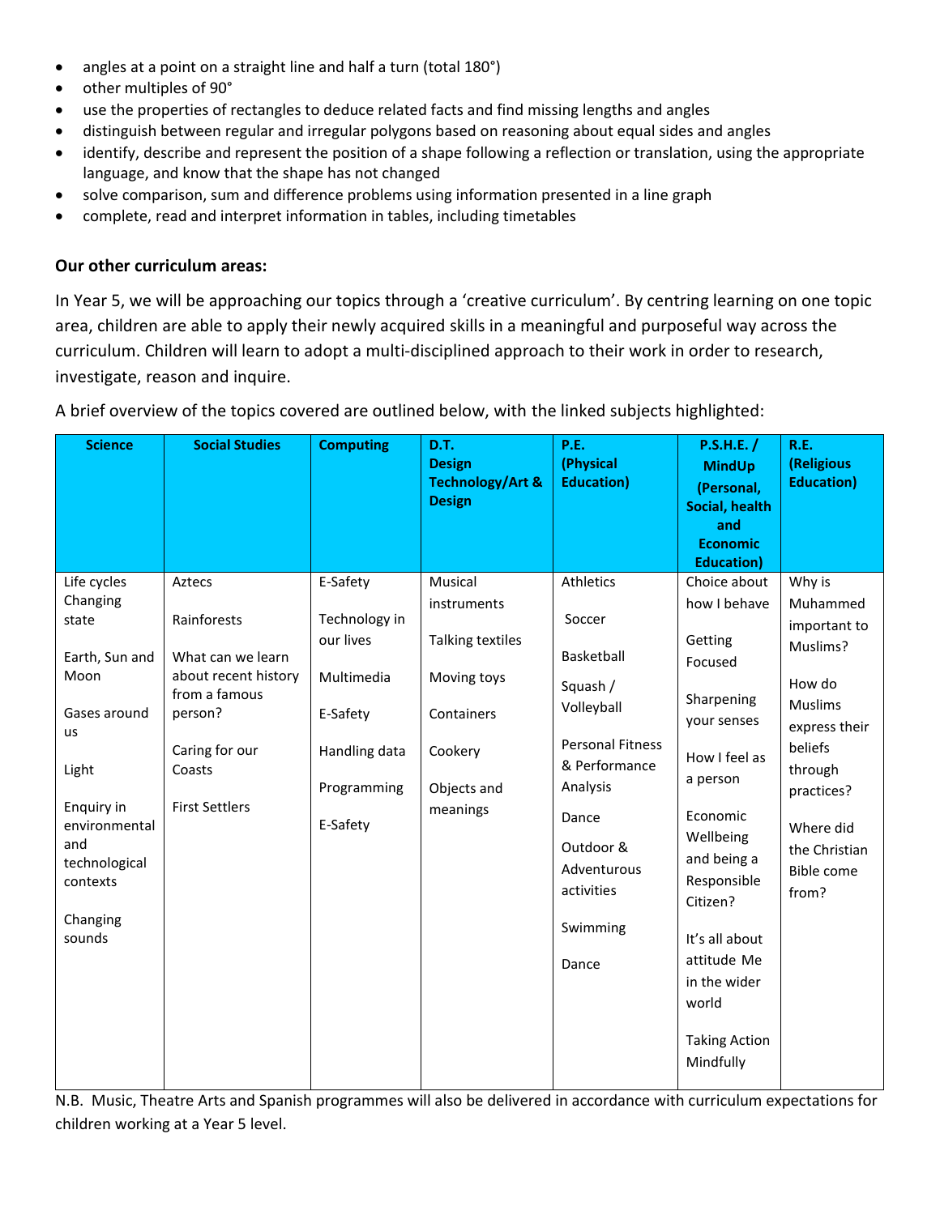- angles at a point on a straight line and half a turn (total 180°)
- other multiples of 90°
- use the properties of rectangles to deduce related facts and find missing lengths and angles
- distinguish between regular and irregular polygons based on reasoning about equal sides and angles
- identify, describe and represent the position of a shape following a reflection or translation, using the appropriate language, and know that the shape has not changed
- solve comparison, sum and difference problems using information presented in a line graph
- complete, read and interpret information in tables, including timetables

**Our other curriculum areas:**

In Year 5, we will be approaching our topics through a 'creative curriculum'. By centring learning on one topic area, children are able to apply their newly acquired skills in a meaningful and purposeful way across the curriculum. Children will learn to adopt a multi-disciplined approach to their work in order to research, investigate, reason and inquire.

A brief overview of the topics covered are outlined below, with the linked subjects highlighted:

| Science | Social Studies | Computing | D.T. Design Technology/Art & Design | P.E. (Physical Education) | P.S.H.E. / MindUp (Personal, Social, health and Economic Education) | R.E. (Religious Education) |
|---|---|---|---|---|---|---|
| Life cycles<br>Changing state<br><br>Earth, Sun and Moon<br><br>Gases around us<br><br>Light<br><br>Enquiry in environmental and technological contexts<br><br>Changing sounds | Aztecs<br><br>Rainforests<br><br>What can we learn about recent history from a famous person?<br><br>Caring for our Coasts<br><br>First Settlers | E-Safety<br><br>Technology in our lives<br><br>Multimedia<br><br>E-Safety<br><br>Handling data<br><br>Programming<br><br>E-Safety | Musical instruments<br><br>Talking textiles<br><br>Moving toys<br><br>Containers<br><br>Cookery<br><br>Objects and meanings | Athletics<br><br>Soccer<br><br>Basketball<br><br>Squash / Volleyball<br><br>Personal Fitness & Performance Analysis<br><br>Dance<br><br>Outdoor & Adventurous activities<br><br>Swimming<br><br>Dance | Choice about how I behave<br><br>Getting Focused<br><br>Sharpening your senses<br><br>How I feel as a person<br><br>Economic Wellbeing and being a Responsible Citizen?<br><br>It's all about attitude Me in the wider world<br><br>Taking Action Mindfully | Why is Muhammed important to Muslims?<br><br>How do Muslims express their beliefs through practices?<br><br>Where did the Christian Bible come from? |

N.B. Music, Theatre Arts and Spanish programmes will also be delivered in accordance with curriculum expectations for children working at a Year 5 level.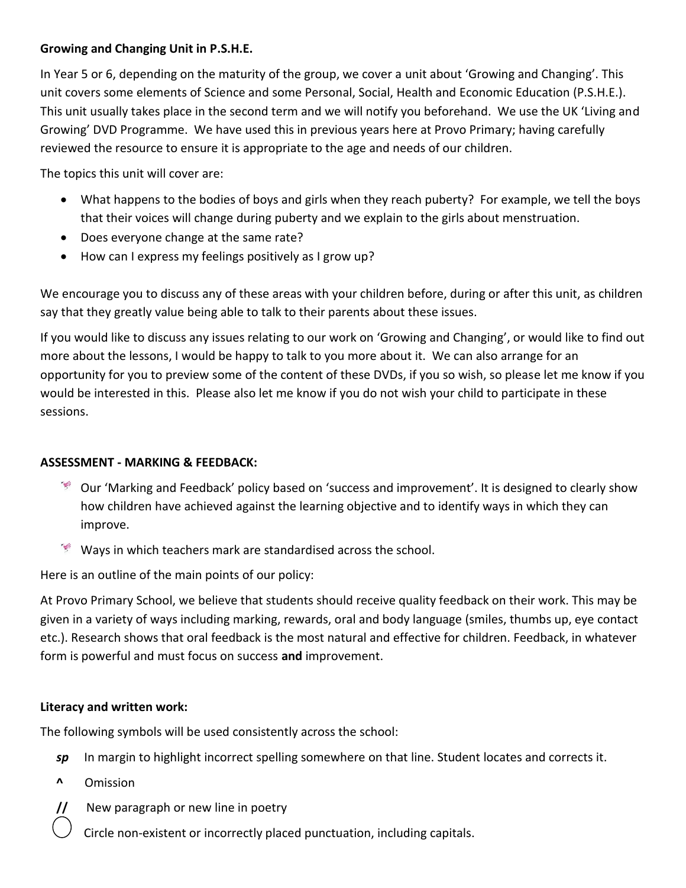**Growing and Changing Unit in P.S.H.E.**

In Year 5 or 6, depending on the maturity of the group, we cover a unit about 'Growing and Changing'. This unit covers some elements of Science and some Personal, Social, Health and Economic Education (P.S.H.E.). This unit usually takes place in the second term and we will notify you beforehand. We use the UK 'Living and Growing' DVD Programme. We have used this in previous years here at Provo Primary; having carefully reviewed the resource to ensure it is appropriate to the age and needs of our children.

The topics this unit will cover are:

- What happens to the bodies of boys and girls when they reach puberty? For example, we tell the boys that their voices will change during puberty and we explain to the girls about menstruation.
- Does everyone change at the same rate?
- How can I express my feelings positively as I grow up?

We encourage you to discuss any of these areas with your children before, during or after this unit, as children say that they greatly value being able to talk to their parents about these issues.

If you would like to discuss any issues relating to our work on 'Growing and Changing', or would like to find out more about the lessons, I would be happy to talk to you more about it. We can also arrange for an opportunity for you to preview some of the content of these DVDs, if you so wish, so please let me know if you would be interested in this. Please also let me know if you do not wish your child to participate in these sessions.

**ASSESSMENT - MARKING & FEEDBACK:**

- Our 'Marking and Feedback' policy based on 'success and improvement'. It is designed to clearly show how children have achieved against the learning objective and to identify ways in which they can improve.
- Ways in which teachers mark are standardised across the school.

Here is an outline of the main points of our policy:

At Provo Primary School, we believe that students should receive quality feedback on their work. This may be given in a variety of ways including marking, rewards, oral and body language (smiles, thumbs up, eye contact etc.). Research shows that oral feedback is the most natural and effective for children. Feedback, in whatever form is powerful and must focus on success **and** improvement.

**Literacy and written work:**

The following symbols will be used consistently across the school:

- ***sp*** In margin to highlight incorrect spelling somewhere on that line. Student locates and corrects it.
- **^** Omission
- **//** New paragraph or new line in poetry
- ◯ Circle non-existent or incorrectly placed punctuation, including capitals.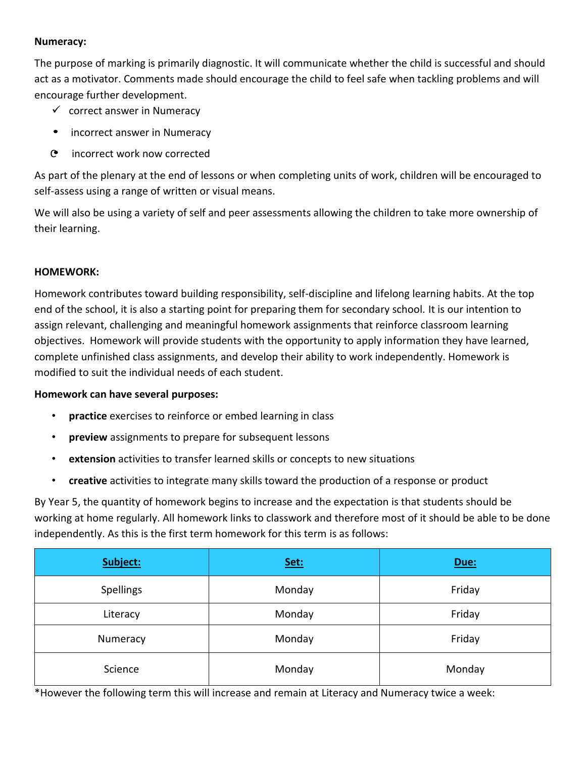**Numeracy:**

The purpose of marking is primarily diagnostic. It will communicate whether the child is successful and should act as a motivator. Comments made should encourage the child to feel safe when tackling problems and will encourage further development.

- ✓ correct answer in Numeracy
- • incorrect answer in Numeracy
- ⟳ incorrect work now corrected

As part of the plenary at the end of lessons or when completing units of work, children will be encouraged to self-assess using a range of written or visual means.

We will also be using a variety of self and peer assessments allowing the children to take more ownership of their learning.

**HOMEWORK:**

Homework contributes toward building responsibility, self-discipline and lifelong learning habits. At the top end of the school, it is also a starting point for preparing them for secondary school. It is our intention to assign relevant, challenging and meaningful homework assignments that reinforce classroom learning objectives. Homework will provide students with the opportunity to apply information they have learned, complete unfinished class assignments, and develop their ability to work independently. Homework is modified to suit the individual needs of each student.

**Homework can have several purposes:**

- **practice** exercises to reinforce or embed learning in class
- **preview** assignments to prepare for subsequent lessons
- **extension** activities to transfer learned skills or concepts to new situations
- **creative** activities to integrate many skills toward the production of a response or product

By Year 5, the quantity of homework begins to increase and the expectation is that students should be working at home regularly. All homework links to classwork and therefore most of it should be able to be done independently. As this is the first term homework for this term is as follows:

| **Subject:** | **Set:** | **Due:** |
|---|---|---|
| Spellings | Monday | Friday |
| Literacy | Monday | Friday |
| Numeracy | Monday | Friday |
| Science | Monday | Monday |

*However the following term this will increase and remain at Literacy and Numeracy twice a week: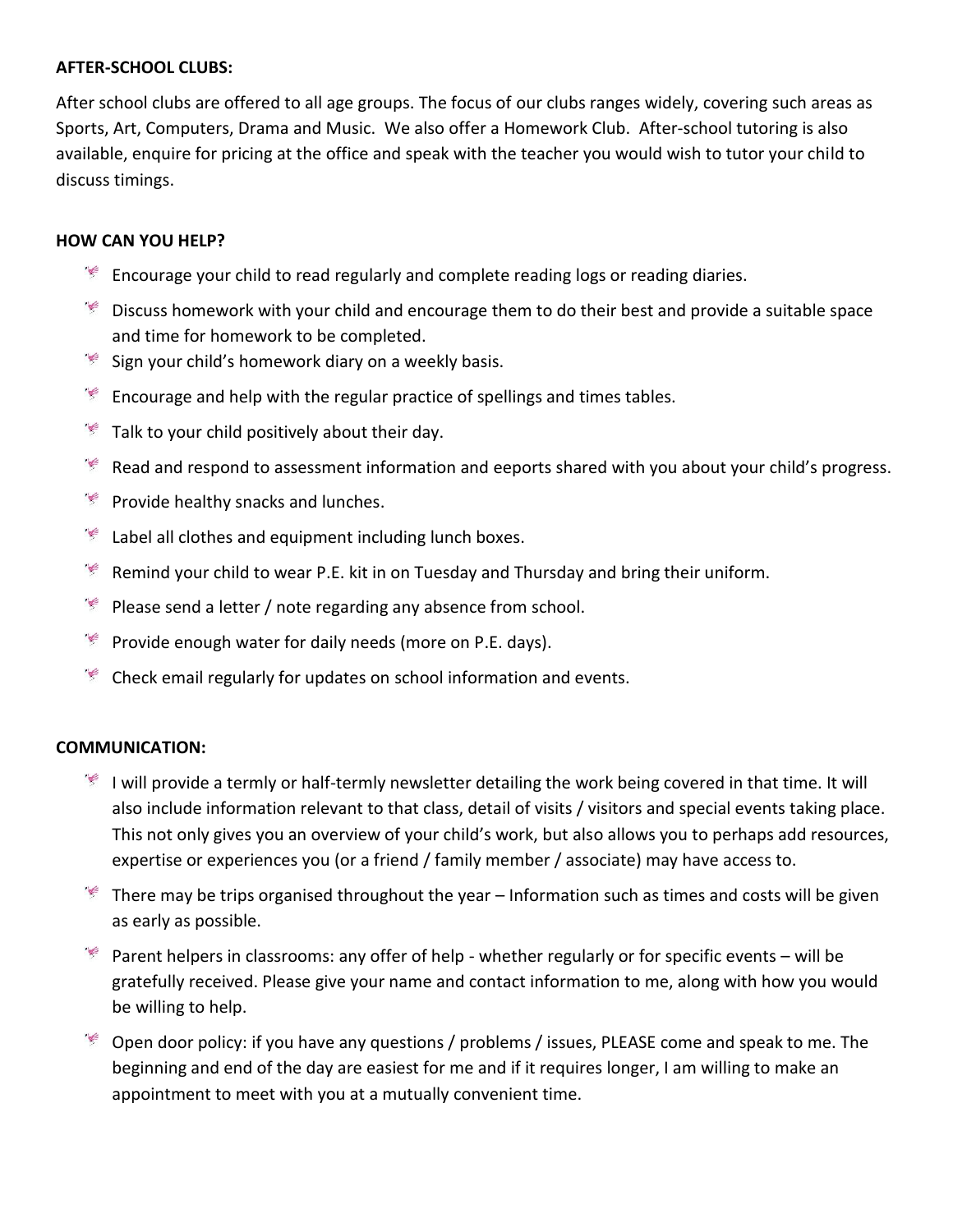**AFTER-SCHOOL CLUBS:**

After school clubs are offered to all age groups. The focus of our clubs ranges widely, covering such areas as Sports, Art, Computers, Drama and Music. We also offer a Homework Club. After-school tutoring is also available, enquire for pricing at the office and speak with the teacher you would wish to tutor your child to discuss timings.

**HOW CAN YOU HELP?**

- Encourage your child to read regularly and complete reading logs or reading diaries.
- Discuss homework with your child and encourage them to do their best and provide a suitable space and time for homework to be completed.
- Sign your child's homework diary on a weekly basis.
- Encourage and help with the regular practice of spellings and times tables.
- Talk to your child positively about their day.
- Read and respond to assessment information and eeports shared with you about your child's progress.
- Provide healthy snacks and lunches.
- Label all clothes and equipment including lunch boxes.
- Remind your child to wear P.E. kit in on Tuesday and Thursday and bring their uniform.
- Please send a letter / note regarding any absence from school.
- Provide enough water for daily needs (more on P.E. days).
- Check email regularly for updates on school information and events.

**COMMUNICATION:**

- I will provide a termly or half-termly newsletter detailing the work being covered in that time. It will also include information relevant to that class, detail of visits / visitors and special events taking place. This not only gives you an overview of your child's work, but also allows you to perhaps add resources, expertise or experiences you (or a friend / family member / associate) may have access to.
- There may be trips organised throughout the year – Information such as times and costs will be given as early as possible.
- Parent helpers in classrooms: any offer of help - whether regularly or for specific events – will be gratefully received. Please give your name and contact information to me, along with how you would be willing to help.
- Open door policy: if you have any questions / problems / issues, PLEASE come and speak to me. The beginning and end of the day are easiest for me and if it requires longer, I am willing to make an appointment to meet with you at a mutually convenient time.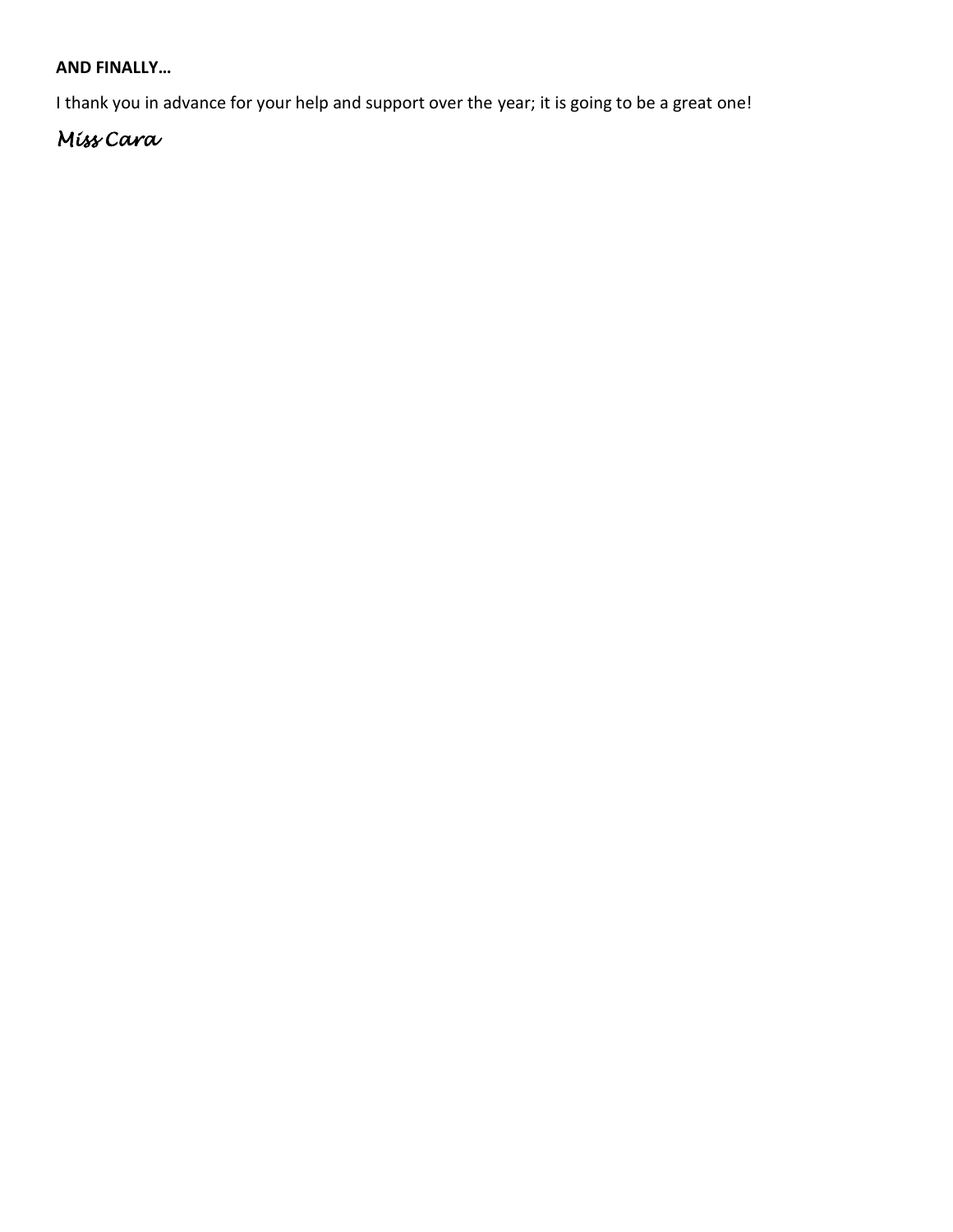**AND FINALLY…**

I thank you in advance for your help and support over the year; it is going to be a great one!

*Miss Cara*